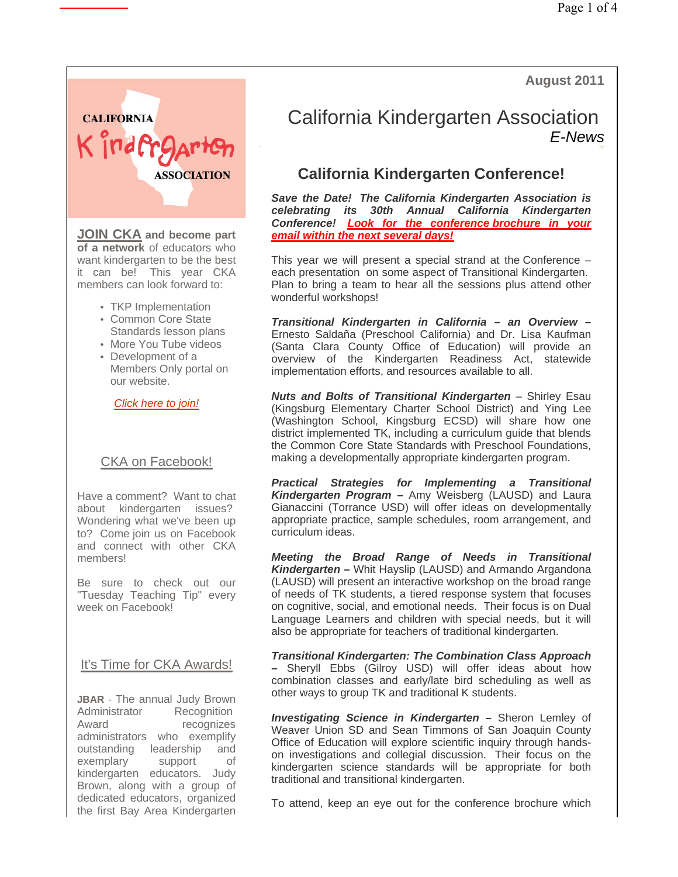August 2011

# California Kindergarten Association
*E-News*

## California Kindergarten Conference!

***Save the Date! The California Kindergarten Association is celebrating its 30th Annual California Kindergarten Conference!*** ***Look for the conference brochure in your email within the next several days!***

This year we will present a special strand at the Conference – each presentation on some aspect of Transitional Kindergarten. Plan to bring a team to hear all the sessions plus attend other wonderful workshops!

***Transitional Kindergarten in California – an Overview –*** Ernesto Saldaña (Preschool California) and Dr. Lisa Kaufman (Santa Clara County Office of Education) will provide an overview of the Kindergarten Readiness Act, statewide implementation efforts, and resources available to all.

***Nuts and Bolts of Transitional Kindergarten*** – Shirley Esau (Kingsburg Elementary Charter School District) and Ying Lee (Washington School, Kingsburg ECSD) will share how one district implemented TK, including a curriculum guide that blends the Common Core State Standards with Preschool Foundations, making a developmentally appropriate kindergarten program.

***Practical Strategies for Implementing a Transitional Kindergarten Program –*** Amy Weisberg (LAUSD) and Laura Gianaccini (Torrance USD) will offer ideas on developmentally appropriate practice, sample schedules, room arrangement, and curriculum ideas.

***Meeting the Broad Range of Needs in Transitional Kindergarten –*** Whit Hayslip (LAUSD) and Armando Argandona (LAUSD) will present an interactive workshop on the broad range of needs of TK students, a tiered response system that focuses on cognitive, social, and emotional needs. Their focus is on Dual Language Learners and children with special needs, but it will also be appropriate for teachers of traditional kindergarten.

***Transitional Kindergarten: The Combination Class Approach –*** Sheryll Ebbs (Gilroy USD) will offer ideas about how combination classes and early/late bird scheduling as well as other ways to group TK and traditional K students.

***Investigating Science in Kindergarten –*** Sheron Lemley of Weaver Union SD and Sean Timmons of San Joaquin County Office of Education will explore scientific inquiry through hands-on investigations and collegial discussion. Their focus on the kindergarten science standards will be appropriate for both traditional and transitional kindergarten.

To attend, keep an eye out for the conference brochure which

---

CALIFORNIA Kindergarten ASSOCIATION

**JOIN CKA and become part of a network** of educators who want kindergarten to be the best it can be! This year CKA members can look forward to:

- TKP Implementation
- Common Core State Standards lesson plans
- More You Tube videos
- Development of a Members Only portal on our website.

*Click here to join!*

## CKA on Facebook!

Have a comment? Want to chat about kindergarten issues? Wondering what we've been up to? Come join us on Facebook and connect with other CKA members!

Be sure to check out our "Tuesday Teaching Tip" every week on Facebook!

## It's Time for CKA Awards!

**JBAR** - The annual Judy Brown Administrator Recognition Award recognizes administrators who exemplify outstanding leadership and exemplary support of kindergarten educators. Judy Brown, along with a group of dedicated educators, organized the first Bay Area Kindergarten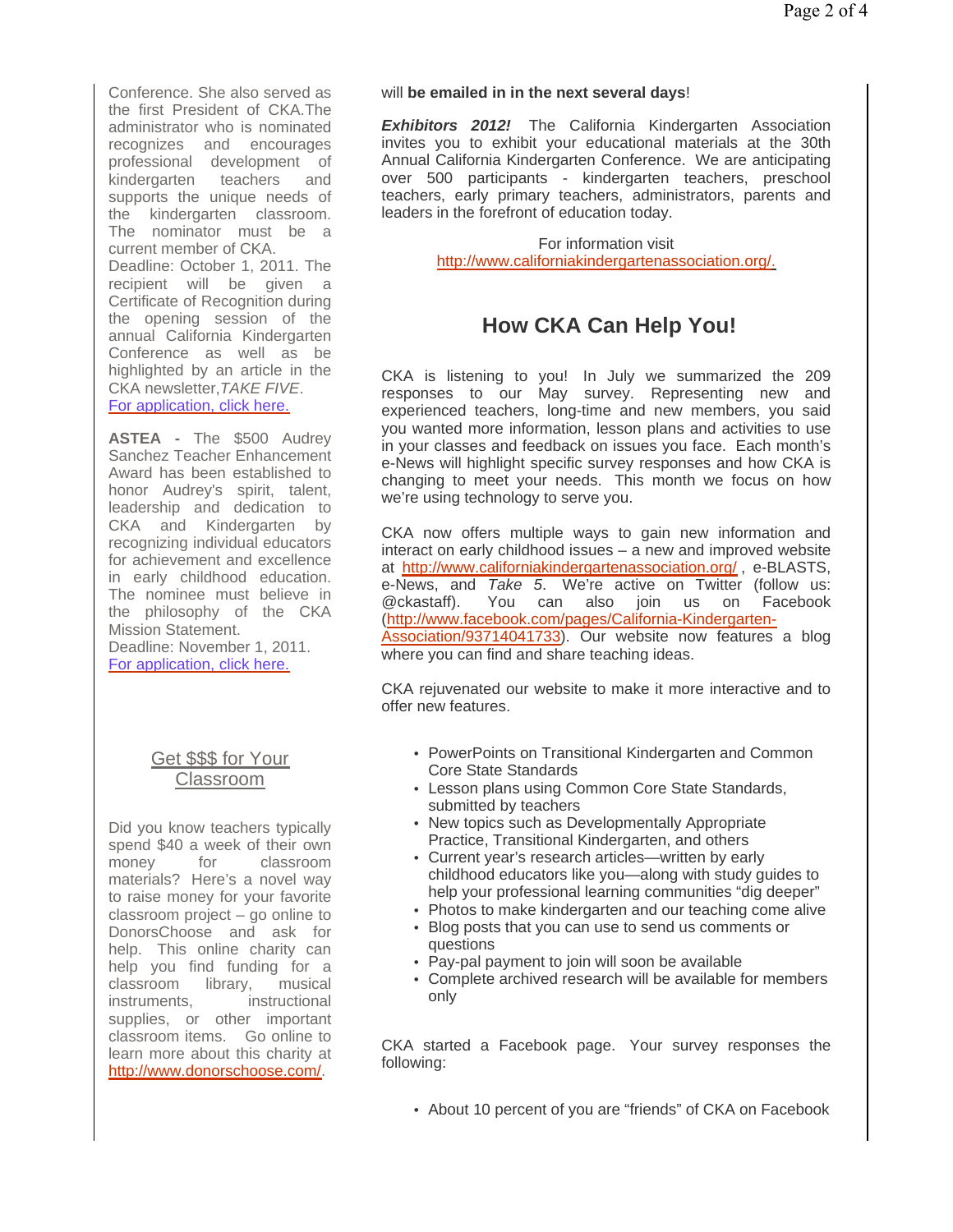Conference. She also served as the first President of CKA.The administrator who is nominated recognizes and encourages professional development of kindergarten teachers and supports the unique needs of the kindergarten classroom. The nominator must be a current member of CKA.
Deadline: October 1, 2011. The recipient will be given a Certificate of Recognition during the opening session of the annual California Kindergarten Conference as well as be highlighted by an article in the CKA newsletter, *TAKE FIVE*.
For application, click here.

**ASTEA -** The $500 Audrey Sanchez Teacher Enhancement Award has been established to honor Audrey's spirit, talent, leadership and dedication to CKA and Kindergarten by recognizing individual educators for achievement and excellence in early childhood education. The nominee must believe in the philosophy of the CKA Mission Statement.
Deadline: November 1, 2011.
For application, click here.

## Get $$$ for Your Classroom

Did you know teachers typically spend $40 a week of their own money for classroom materials? Here's a novel way to raise money for your favorite classroom project – go online to DonorsChoose and ask for help. This online charity can help you find funding for a classroom library, musical instruments, instructional supplies, or other important classroom items. Go online to learn more about this charity at http://www.donorschoose.com/.

will **be emailed in in the next several days**!

***Exhibitors 2012!*** The California Kindergarten Association invites you to exhibit your educational materials at the 30th Annual California Kindergarten Conference. We are anticipating over 500 participants - kindergarten teachers, preschool teachers, early primary teachers, administrators, parents and leaders in the forefront of education today.

For information visit
http://www.californiakindergartenassociation.org/.

## How CKA Can Help You!

CKA is listening to you! In July we summarized the 209 responses to our May survey. Representing new and experienced teachers, long-time and new members, you said you wanted more information, lesson plans and activities to use in your classes and feedback on issues you face. Each month's e-News will highlight specific survey responses and how CKA is changing to meet your needs. This month we focus on how we're using technology to serve you.

CKA now offers multiple ways to gain new information and interact on early childhood issues – a new and improved website at http://www.californiakindergartenassociation.org/ , e-BLASTS, e-News, and *Take 5*. We're active on Twitter (follow us: @ckastaff). You can also join us on Facebook (http://www.facebook.com/pages/California-Kindergarten-Association/93714041733). Our website now features a blog where you can find and share teaching ideas.

CKA rejuvenated our website to make it more interactive and to offer new features.

- PowerPoints on Transitional Kindergarten and Common Core State Standards
- Lesson plans using Common Core State Standards, submitted by teachers
- New topics such as Developmentally Appropriate Practice, Transitional Kindergarten, and others
- Current year's research articles—written by early childhood educators like you—along with study guides to help your professional learning communities "dig deeper"
- Photos to make kindergarten and our teaching come alive
- Blog posts that you can use to send us comments or questions
- Pay-pal payment to join will soon be available
- Complete archived research will be available for members only

CKA started a Facebook page. Your survey responses the following:

- About 10 percent of you are "friends" of CKA on Facebook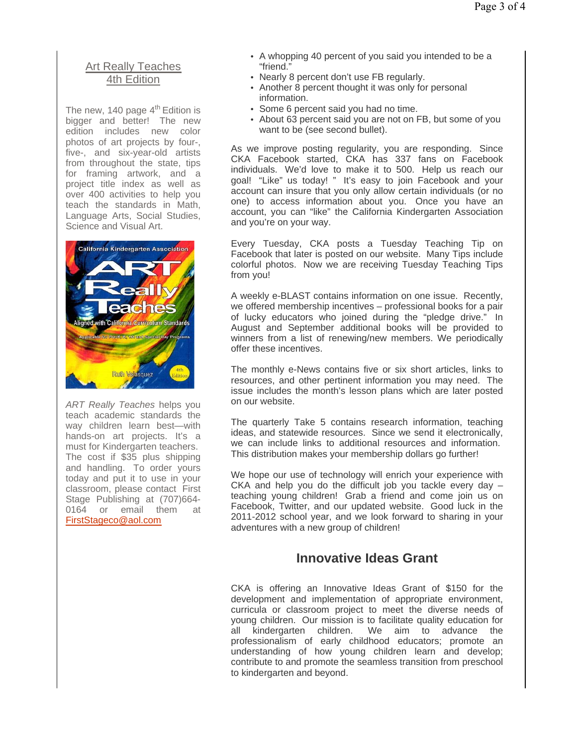## Art Really Teaches 4th Edition

The new, 140 page 4th Edition is bigger and better! The new edition includes new color photos of art projects by four-, five-, and six-year-old artists from throughout the state, tips for framing artwork, and a project title index as well as over 400 activities to help you teach the standards in Math, Language Arts, Social Studies, Science and Visual Art.

*ART Really Teaches* helps you teach academic standards the way children learn best—with hands-on art projects. It's a must for Kindergarten teachers. The cost if $35 plus shipping and handling. To order yours today and put it to use in your classroom, please contact First Stage Publishing at (707)664-0164 or email them at FirstStageco@aol.com

- A whopping 40 percent of you said you intended to be a "friend."
- Nearly 8 percent don't use FB regularly.
- Another 8 percent thought it was only for personal information.
- Some 6 percent said you had no time.
- About 63 percent said you are not on FB, but some of you want to be (see second bullet).

As we improve posting regularity, you are responding. Since CKA Facebook started, CKA has 337 fans on Facebook individuals. We'd love to make it to 500. Help us reach our goal! "Like" us today! " It's easy to join Facebook and your account can insure that you only allow certain individuals (or no one) to access information about you. Once you have an account, you can "like" the California Kindergarten Association and you're on your way.

Every Tuesday, CKA posts a Tuesday Teaching Tip on Facebook that later is posted on our website. Many Tips include colorful photos. Now we are receiving Tuesday Teaching Tips from you!

A weekly e-BLAST contains information on one issue. Recently, we offered membership incentives – professional books for a pair of lucky educators who joined during the "pledge drive." In August and September additional books will be provided to winners from a list of renewing/new members. We periodically offer these incentives.

The monthly e-News contains five or six short articles, links to resources, and other pertinent information you may need. The issue includes the month's lesson plans which are later posted on our website.

The quarterly Take 5 contains research information, teaching ideas, and statewide resources. Since we send it electronically, we can include links to additional resources and information. This distribution makes your membership dollars go further!

We hope our use of technology will enrich your experience with CKA and help you do the difficult job you tackle every day – teaching young children! Grab a friend and come join us on Facebook, Twitter, and our updated website. Good luck in the 2011-2012 school year, and we look forward to sharing in your adventures with a new group of children!

## Innovative Ideas Grant

CKA is offering an Innovative Ideas Grant of $150 for the development and implementation of appropriate environment, curricula or classroom project to meet the diverse needs of young children. Our mission is to facilitate quality education for all kindergarten children. We aim to advance the professionalism of early childhood educators; promote an understanding of how young children learn and develop; contribute to and promote the seamless transition from preschool to kindergarten and beyond.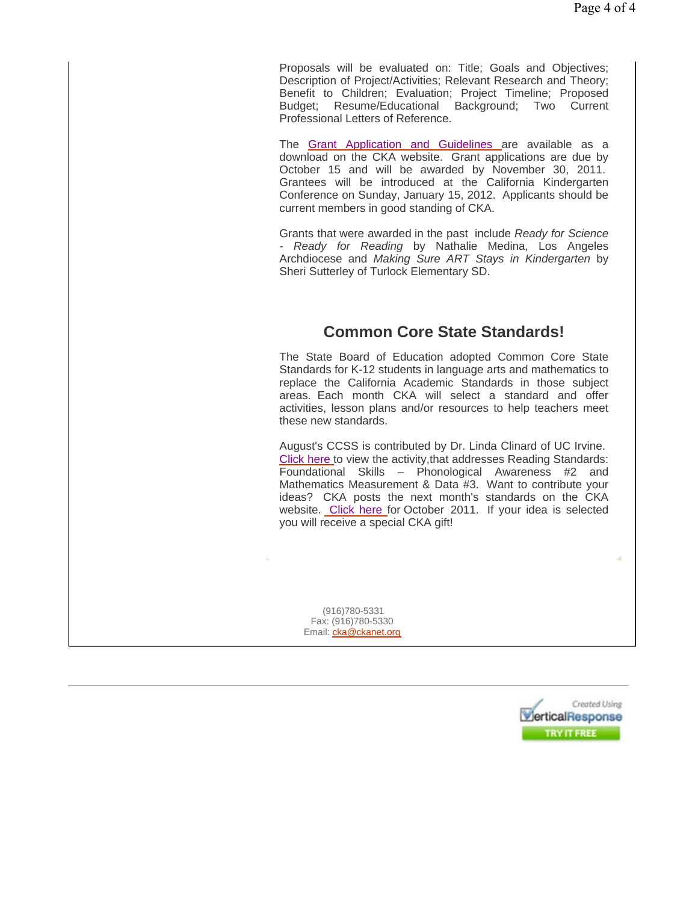Proposals will be evaluated on: Title; Goals and Objectives; Description of Project/Activities; Relevant Research and Theory; Benefit to Children; Evaluation; Project Timeline; Proposed Budget; Resume/Educational Background; Two Current Professional Letters of Reference.

The Grant Application and Guidelines are available as a download on the CKA website. Grant applications are due by October 15 and will be awarded by November 30, 2011. Grantees will be introduced at the California Kindergarten Conference on Sunday, January 15, 2012. Applicants should be current members in good standing of CKA.

Grants that were awarded in the past include *Ready for Science - Ready for Reading* by Nathalie Medina, Los Angeles Archdiocese and *Making Sure ART Stays in Kindergarten* by Sheri Sutterley of Turlock Elementary SD.

## Common Core State Standards!

The State Board of Education adopted Common Core State Standards for K-12 students in language arts and mathematics to replace the California Academic Standards in those subject areas. Each month CKA will select a standard and offer activities, lesson plans and/or resources to help teachers meet these new standards.

August's CCSS is contributed by Dr. Linda Clinard of UC Irvine. Click here to view the activity,that addresses Reading Standards: Foundational Skills – Phonological Awareness #2 and Mathematics Measurement & Data #3. Want to contribute your ideas? CKA posts the next month's standards on the CKA website. Click here for October 2011. If your idea is selected you will receive a special CKA gift!

(916)780-5331
Fax: (916)780-5330
Email: cka@ckanet.org

Created Using VerticalResponse TRY IT FREE